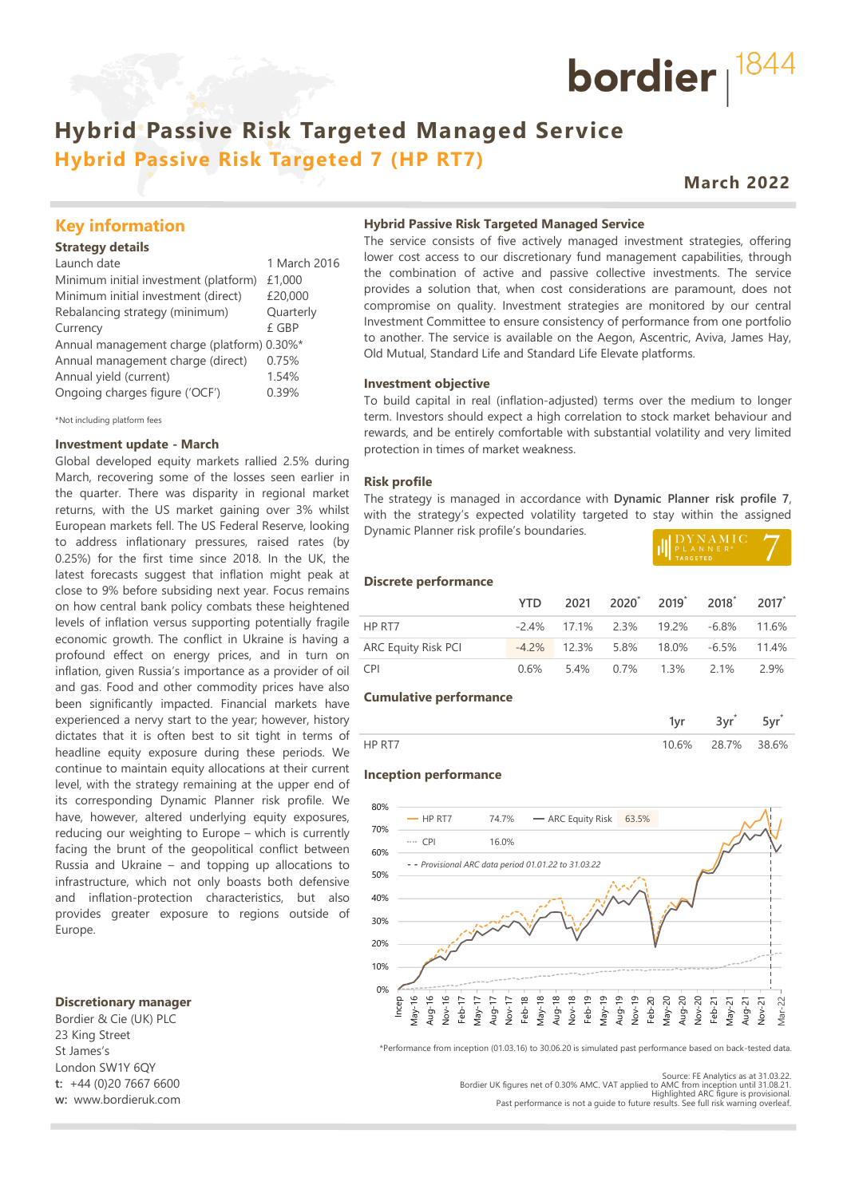bordier | 1844

# Hybrid Passive Risk Targeted Managed Service

## Hybrid Passive Risk Targeted 7 (HP RT7)

**March 2022**

## Key information

### Strategy details

| | |
|---|---|
| Launch date | 1 March 2016 |
| Minimum initial investment (platform) | £1,000 |
| Minimum initial investment (direct) | £20,000 |
| Rebalancing strategy (minimum) | Quarterly |
| Currency | £ GBP |
| Annual management charge (platform) | 0.30%* |
| Annual management charge (direct) | 0.75% |
| Annual yield (current) | 1.54% |
| Ongoing charges figure ('OCF') | 0.39% |

*Not including platform fees

### Investment update - March

Global developed equity markets rallied 2.5% during March, recovering some of the losses seen earlier in the quarter. There was disparity in regional market returns, with the US market gaining over 3% whilst European markets fell. The US Federal Reserve, looking to address inflationary pressures, raised rates (by 0.25%) for the first time since 2018. In the UK, the latest forecasts suggest that inflation might peak at close to 9% before subsiding next year. Focus remains on how central bank policy combats these heightened levels of inflation versus supporting potentially fragile economic growth. The conflict in Ukraine is having a profound effect on energy prices, and in turn on inflation, given Russia's importance as a provider of oil and gas. Food and other commodity prices have also been significantly impacted. Financial markets have experienced a nervy start to the year; however, history dictates that it is often best to sit tight in terms of headline equity exposure during these periods. We continue to maintain equity allocations at their current level, with the strategy remaining at the upper end of its corresponding Dynamic Planner risk profile. We have, however, altered underlying equity exposures, reducing our weighting to Europe – which is currently facing the brunt of the geopolitical conflict between Russia and Ukraine – and topping up allocations to infrastructure, which not only boasts both defensive and inflation-protection characteristics, but also provides greater exposure to regions outside of Europe.

### Discretionary manager

Bordier & Cie (UK) PLC
23 King Street
St James's
London SW1Y 6QY
**t:** +44 (0)20 7667 6600
**w:** www.bordieruk.com

### Hybrid Passive Risk Targeted Managed Service

The service consists of five actively managed investment strategies, offering lower cost access to our discretionary fund management capabilities, through the combination of active and passive collective investments. The service provides a solution that, when cost considerations are paramount, does not compromise on quality. Investment strategies are monitored by our central Investment Committee to ensure consistency of performance from one portfolio to another. The service is available on the Aegon, Ascentric, Aviva, James Hay, Old Mutual, Standard Life and Standard Life Elevate platforms.

### Investment objective

To build capital in real (inflation-adjusted) terms over the medium to longer term. Investors should expect a high correlation to stock market behaviour and rewards, and be entirely comfortable with substantial volatility and very limited protection in times of market weakness.

### Risk profile

The strategy is managed in accordance with **Dynamic Planner risk profile 7**, with the strategy's expected volatility targeted to stay within the assigned Dynamic Planner risk profile's boundaries.

DYNAMIC PLANNER® TARGETED 7

### Discrete performance

| | YTD | 2021 | 2020* | 2019* | 2018* | 2017* |
|---|---|---|---|---|---|---|
| HP RT7 | -2.4% | 17.1% | 2.3% | 19.2% | -6.8% | 11.6% |
| ARC Equity Risk PCI | -4.2% | 12.3% | 5.8% | 18.0% | -6.5% | 11.4% |
| CPI | 0.6% | 5.4% | 0.7% | 1.3% | 2.1% | 2.9% |

### Cumulative performance

| | 1yr | 3yr* | 5yr* |
|---|---|---|---|
| HP RT7 | 10.6% | 28.7% | 38.6% |

### Inception performance

HP RT7 74.7%
ARC Equity Risk 63.5%
CPI 16.0%
Provisional ARC data period 01.01.22 to 31.03.22

80%
70%
60%
50%
40%
30%
20%
10%
0%

Incep May-16 Aug-16 Nov-16 Feb-17 May-17 Aug-17 Nov-17 Feb-18 May-18 Aug-18 Nov-18 Feb-19 May-19 Aug-19 Nov-19 Feb-20 May-20 Aug-20 Nov-20 Feb-21 May-21 Aug-21 Nov-21 Mar-22

*Performance from inception (01.03.16) to 30.06.20 is simulated past performance based on back-tested data.

Source: FE Analytics as at 31.03.22.
Bordier UK figures net of 0.30% AMC. VAT applied to AMC from inception until 31.08.21.
Highlighted ARC figure is provisional.
Past performance is not a guide to future results. See full risk warning overleaf.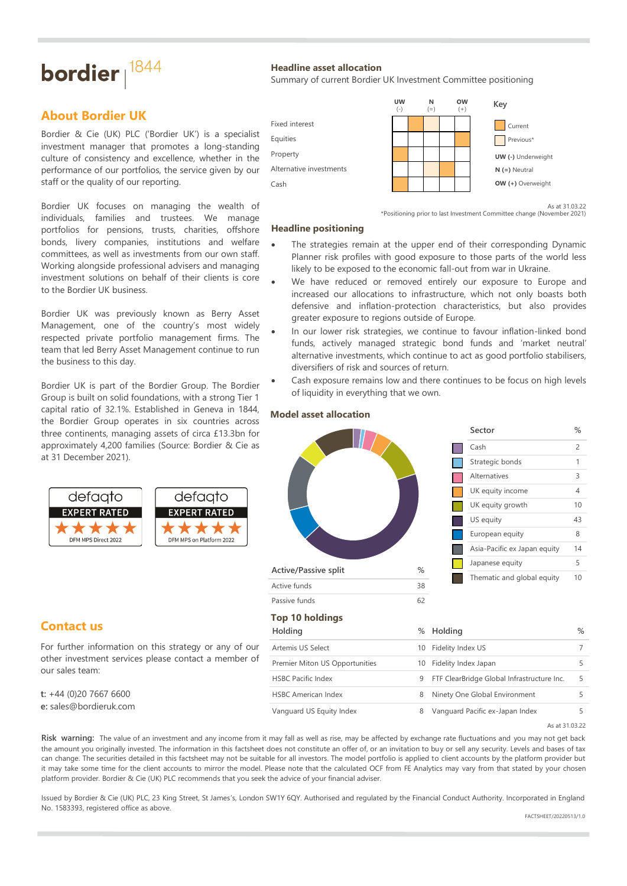bordier 1844

## About Bordier UK

Bordier & Cie (UK) PLC ('Bordier UK') is a specialist investment manager that promotes a long-standing culture of consistency and excellence, whether in the performance of our portfolios, the service given by our staff or the quality of our reporting.

Bordier UK focuses on managing the wealth of individuals, families and trustees. We manage portfolios for pensions, trusts, charities, offshore bonds, livery companies, institutions and welfare committees, as well as investments from our own staff. Working alongside professional advisers and managing investment solutions on behalf of their clients is core to the Bordier UK business.

Bordier UK was previously known as Berry Asset Management, one of the country's most widely respected private portfolio management firms. The team that led Berry Asset Management continue to run the business to this day.

Bordier UK is part of the Bordier Group. The Bordier Group is built on solid foundations, with a strong Tier 1 capital ratio of 32.1%. Established in Geneva in 1844, the Bordier Group operates in six countries across three continents, managing assets of circa £13.3bn for approximately 4,200 families (Source: Bordier & Cie as at 31 December 2021).

defaqto EXPERT RATED ★★★★★ DFM MPS Direct 2022

defaqto EXPERT RATED ★★★★★ DFM MPS on Platform 2022

## Contact us

For further information on this strategy or any of our other investment services please contact a member of our sales team:

**t:** +44 (0)20 7667 6600
**e:** sales@bordieruk.com

## Headline asset allocation

Summary of current Bordier UK Investment Committee positioning

UW (-) N (=) OW (+)

Fixed interest
Equities
Property
Alternative investments
Cash

Key
Current
Previous*
**UW (-)** Underweight
**N (=)** Neutral
**OW (+)** Overweight

As at 31.03.22
*Positioning prior to last Investment Committee change (November 2021)

## Headline positioning

- The strategies remain at the upper end of their corresponding Dynamic Planner risk profiles with good exposure to those parts of the world less likely to be exposed to the economic fall-out from war in Ukraine.
- We have reduced or removed entirely our exposure to Europe and increased our allocations to infrastructure, which not only boasts both defensive and inflation-protection characteristics, but also provides greater exposure to regions outside of Europe.
- In our lower risk strategies, we continue to favour inflation-linked bond funds, actively managed strategic bond funds and 'market neutral' alternative investments, which continue to act as good portfolio stabilisers, diversifiers of risk and sources of return.
- Cash exposure remains low and there continues to be focus on high levels of liquidity in everything that we own.

## Model asset allocation

| Sector | % |
|---|---|
| Cash | 2 |
| Strategic bonds | 1 |
| Alternatives | 3 |
| UK equity income | 4 |
| UK equity growth | 10 |
| US equity | 43 |
| European equity | 8 |
| Asia-Pacific ex Japan equity | 14 |
| Japanese equity | 5 |
| Thematic and global equity | 10 |

| Active/Passive split | % |
|---|---|
| Active funds | 38 |
| Passive funds | 62 |

## Top 10 holdings

| Holding | % | Holding | % |
|---|---|---|---|
| Artemis US Select | 10 | Fidelity Index US | 7 |
| Premier Miton US Opportunities | 10 | Fidelity Index Japan | 5 |
| HSBC Pacific Index | 9 | FTF ClearBridge Global Infrastructure Inc. | 5 |
| HSBC American Index | 8 | Ninety One Global Environment | 5 |
| Vanguard US Equity Index | 8 | Vanguard Pacific ex-Japan Index | 5 |

As at 31.03.22

**Risk warning:** The value of an investment and any income from it may fall as well as rise, may be affected by exchange rate fluctuations and you may not get back the amount you originally invested. The information in this factsheet does not constitute an offer of, or an invitation to buy or sell any security. Levels and bases of tax can change. The securities detailed in this factsheet may not be suitable for all investors. The model portfolio is applied to client accounts by the platform provider but it may take some time for the client accounts to mirror the model. Please note that the calculated OCF from FE Analytics may vary from that stated by your chosen platform provider. Bordier & Cie (UK) PLC recommends that you seek the advice of your financial adviser.

Issued by Bordier & Cie (UK) PLC, 23 King Street, St James's, London SW1Y 6QY. Authorised and regulated by the Financial Conduct Authority. Incorporated in England No. 1583393, registered office as above.

FACTSHEET/20220513/1.0